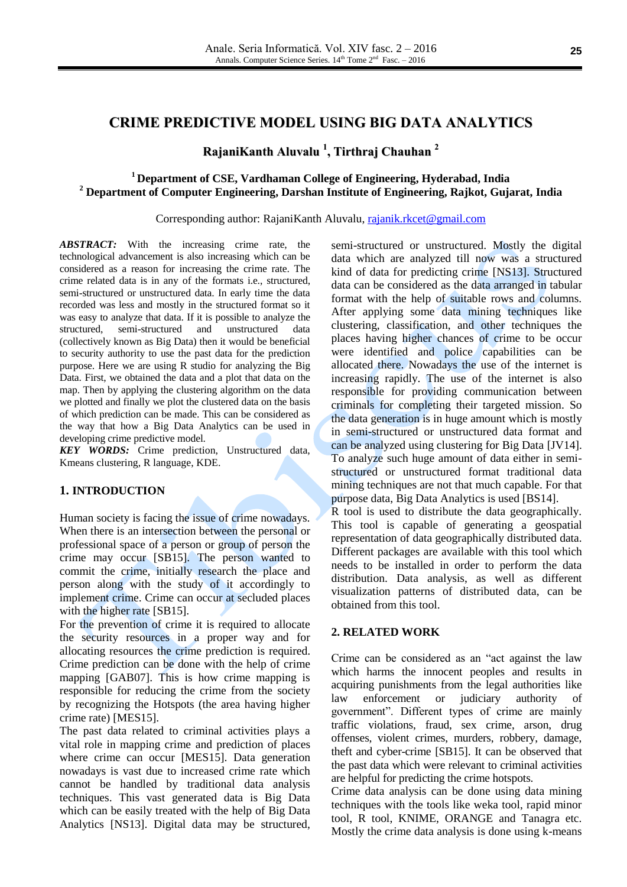# CRIME PREDICTIVE MODEL USING BIG DATA ANALYTICS

**RajaniKanth Aluvalu [1], Tirthraj Chauhan [2]**

**[1] Department of CSE, Vardhaman College of Engineering, Hyderabad, India**
**[2] Department of Computer Engineering, Darshan Institute of Engineering, Rajkot, Gujarat, India**

Corresponding author: RajaniKanth Aluvalu, rajanik.rkcet@gmail.com

***ABSTRACT:*** With the increasing crime rate, the technological advancement is also increasing which can be considered as a reason for increasing the crime rate. The crime related data is in any of the formats i.e., structured, semi-structured or unstructured data. In early time the data recorded was less and mostly in the structured format so it was easy to analyze that data. If it is possible to analyze the structured, semi-structured and unstructured data (collectively known as Big Data) then it would be beneficial to security authority to use the past data for the prediction purpose. Here we are using R studio for analyzing the Big Data. First, we obtained the data and a plot that data on the map. Then by applying the clustering algorithm on the data we plotted and finally we plot the clustered data on the basis of which prediction can be made. This can be considered as the way that how a Big Data Analytics can be used in developing crime predictive model.

***KEY WORDS:*** Crime prediction, Unstructured data, Kmeans clustering, R language, KDE.

## 1. INTRODUCTION

Human society is facing the issue of crime nowadays. When there is an intersection between the personal or professional space of a person or group of person the crime may occur [SB15]. The person wanted to commit the crime, initially research the place and person along with the study of it accordingly to implement crime. Crime can occur at secluded places with the higher rate [SB15].

For the prevention of crime it is required to allocate the security resources in a proper way and for allocating resources the crime prediction is required. Crime prediction can be done with the help of crime mapping [GAB07]. This is how crime mapping is responsible for reducing the crime from the society by recognizing the Hotspots (the area having higher crime rate) [MES15].

The past data related to criminal activities plays a vital role in mapping crime and prediction of places where crime can occur [MES15]. Data generation nowadays is vast due to increased crime rate which cannot be handled by traditional data analysis techniques. This vast generated data is Big Data which can be easily treated with the help of Big Data Analytics [NS13]. Digital data may be structured, semi-structured or unstructured. Mostly the digital data which are analyzed till now was a structured kind of data for predicting crime [NS13]. Structured data can be considered as the data arranged in tabular format with the help of suitable rows and columns. After applying some data mining techniques like clustering, classification, and other techniques the places having higher chances of crime to be occur were identified and police capabilities can be allocated there. Nowadays the use of the internet is increasing rapidly. The use of the internet is also responsible for providing communication between criminals for completing their targeted mission. So the data generation is in huge amount which is mostly in semi-structured or unstructured data format and can be analyzed using clustering for Big Data [JV14]. To analyze such huge amount of data either in semi-structured or unstructured format traditional data mining techniques are not that much capable. For that purpose data, Big Data Analytics is used [BS14].

R tool is used to distribute the data geographically. This tool is capable of generating a geospatial representation of data geographically distributed data. Different packages are available with this tool which needs to be installed in order to perform the data distribution. Data analysis, as well as different visualization patterns of distributed data, can be obtained from this tool.

## 2. RELATED WORK

Crime can be considered as an "act against the law which harms the innocent peoples and results in acquiring punishments from the legal authorities like law enforcement or judiciary authority of government". Different types of crime are mainly traffic violations, fraud, sex crime, arson, drug offenses, violent crimes, murders, robbery, damage, theft and cyber-crime [SB15]. It can be observed that the past data which were relevant to criminal activities are helpful for predicting the crime hotspots.

Crime data analysis can be done using data mining techniques with the tools like weka tool, rapid minor tool, R tool, KNIME, ORANGE and Tanagra etc. Mostly the crime data analysis is done using k-means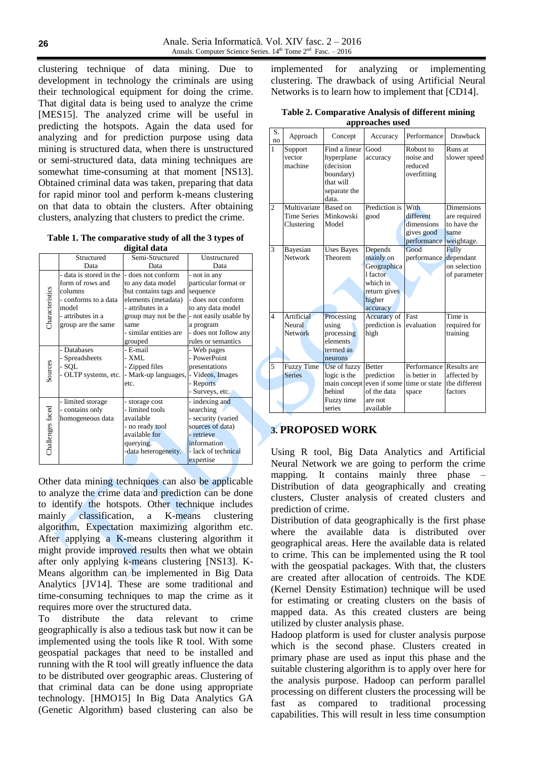clustering technique of data mining. Due to development in technology the criminals are using their technological equipment for doing the crime. That digital data is being used to analyze the crime [MES15]. The analyzed crime will be useful in predicting the hotspots. Again the data used for analyzing and for prediction purpose using data mining is structured data, when there is unstructured or semi-structured data, data mining techniques are somewhat time-consuming at that moment [NS13]. Obtained criminal data was taken, preparing that data for rapid minor tool and perform k-means clustering on that data to obtain the clusters. After obtaining clusters, analyzing that clusters to predict the crime.

**Table 1. The comparative study of all the 3 types of digital data**

| | Structured Data | Semi-Structured Data | Unstructured Data |
|---|---|---|---|
| Characteristics | - data is stored in the form of rows and columns<br>- conforms to a data model<br>- attributes in a group are the same | - does not conform to any data model but contains tags and elements (metadata)<br>- attributes in a group may not be the same<br>- similar entities are grouped | - not in any particular format or sequence<br>- does not conform to any data model<br>- not easily usable by a program<br>- does not follow any rules or semantics |
| Sources | - Databases<br>- Spreadsheets<br>- SQL<br>- OLTP systems, etc. | - E-mail<br>- XML<br>- Zipped files<br>- Mark-up languages, etc. | - Web pages<br>- PowerPoint presentations<br>- Videos, Images<br>- Reports<br>- Surveys, etc. |
| Challenges faced | - limited storage<br>- contains only homogeneous data | - storage cost<br>- limited tools available<br>- no ready tool available for querying.<br>-data heterogeneity. | - indexing and searching<br>- security (varied sources of data)<br>- retrieve information<br>- lack of technical expertise |

Other data mining techniques can also be applicable to analyze the crime data and prediction can be done to identify the hotspots. Other technique includes mainly classification, a K-means clustering algorithm, Expectation maximizing algorithm etc. After applying a K-means clustering algorithm it might provide improved results then what we obtain after only applying k-means clustering [NS13]. K-Means algorithm can be implemented in Big Data Analytics [JV14]. These are some traditional and time-consuming techniques to map the crime as it requires more over the structured data.

To distribute the data relevant to crime geographically is also a tedious task but now it can be implemented using the tools like R tool. With some geospatial packages that need to be installed and running with the R tool will greatly influence the data to be distributed over geographic areas. Clustering of that criminal data can be done using appropriate technology. [HMO15] In Big Data Analytics GA (Genetic Algorithm) based clustering can also be implemented for analyzing or implementing clustering. The drawback of using Artificial Neural Networks is to learn how to implement that [CD14].

**Table 2. Comparative Analysis of different mining approaches used**

| S. no | Approach | Concept | Accuracy | Performance | Drawback |
|---|---|---|---|---|---|
| 1 | Support vector machine | Find a linear hyperplane (decision boundary) that will separate the data. | Good accuracy | Robust to noise and reduced overfitting | Runs at slower speed |
| 2 | Multivariate Time Series Clustering | Based on Minkowski Model | Prediction is good | With different dimensions gives good performance | Dimensions are required to have the same weightage. |
| 3 | Bayesian Network | Uses Bayes Theorem | Depends mainly on Geographical factor which in return gives higher accuracy | Good performance | Fully dependant on selection of parameter |
| 4 | Artificial Neural Network | Processing using processing elements termed as neurons | Accuracy of prediction is high | Fast evaluation | Time is required for training |
| 5 | Fuzzy Time Series | Use of fuzzy logic is the main concept behind Fuzzy time series | Better prediction even if some of the data are not available | Performance is better in time or state space | Results are affected by the different factors |

## 3. PROPOSED WORK

Using R tool, Big Data Analytics and Artificial Neural Network we are going to perform the crime mapping. It contains mainly three phase – Distribution of data geographically and creating clusters, Cluster analysis of created clusters and prediction of crime.

Distribution of data geographically is the first phase where the available data is distributed over geographical areas. Here the available data is related to crime. This can be implemented using the R tool with the geospatial packages. With that, the clusters are created after allocation of centroids. The KDE (Kernel Density Estimation) technique will be used for estimating or creating clusters on the basis of mapped data. As this created clusters are being utilized by cluster analysis phase.

Hadoop platform is used for cluster analysis purpose which is the second phase. Clusters created in primary phase are used as input this phase and the suitable clustering algorithm is to apply over here for the analysis purpose. Hadoop can perform parallel processing on different clusters the processing will be fast as compared to traditional processing capabilities. This will result in less time consumption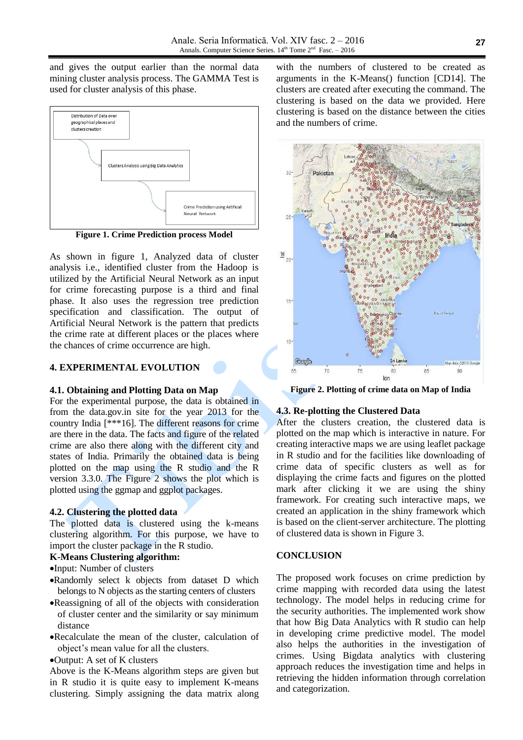and gives the output earlier than the normal data mining cluster analysis process. The GAMMA Test is used for cluster analysis of this phase.

**Figure 1. Crime Prediction process Model**

As shown in figure 1, Analyzed data of cluster analysis i.e., identified cluster from the Hadoop is utilized by the Artificial Neural Network as an input for crime forecasting purpose is a third and final phase. It also uses the regression tree prediction specification and classification. The output of Artificial Neural Network is the pattern that predicts the crime rate at different places or the places where the chances of crime occurrence are high.

## 4. EXPERIMENTAL EVOLUTION

### 4.1. Obtaining and Plotting Data on Map

For the experimental purpose, the data is obtained in from the data.gov.in site for the year 2013 for the country India [***16]. The different reasons for crime are there in the data. The facts and figure of the related crime are also there along with the different city and states of India. Primarily the obtained data is being plotted on the map using the R studio and the R version 3.3.0. The Figure 2 shows the plot which is plotted using the ggmap and ggplot packages.

### 4.2. Clustering the plotted data

The plotted data is clustered using the k-means clustering algorithm. For this purpose, we have to import the cluster package in the R studio.

**K-Means Clustering algorithm:**

- Input: Number of clusters
- Randomly select k objects from dataset D which belongs to N objects as the starting centers of clusters
- Reassigning of all of the objects with consideration of cluster center and the similarity or say minimum distance
- Recalculate the mean of the cluster, calculation of object's mean value for all the clusters.
- Output: A set of K clusters

Above is the K-Means algorithm steps are given but in R studio it is quite easy to implement K-means clustering. Simply assigning the data matrix along with the numbers of clustered to be created as arguments in the K-Means() function [CD14]. The clusters are created after executing the command. The clustering is based on the data we provided. Here clustering is based on the distance between the cities and the numbers of crime.

**Figure 2. Plotting of crime data on Map of India**

### 4.3. Re-plotting the Clustered Data

After the clusters creation, the clustered data is plotted on the map which is interactive in nature. For creating interactive maps we are using leaflet package in R studio and for the facilities like downloading of crime data of specific clusters as well as for displaying the crime facts and figures on the plotted mark after clicking it we are using the shiny framework. For creating such interactive maps, we created an application in the shiny framework which is based on the client-server architecture. The plotting of clustered data is shown in Figure 3.

## CONCLUSION

The proposed work focuses on crime prediction by crime mapping with recorded data using the latest technology. The model helps in reducing crime for the security authorities. The implemented work show that how Big Data Analytics with R studio can help in developing crime predictive model. The model also helps the authorities in the investigation of crimes. Using Bigdata analytics with clustering approach reduces the investigation time and helps in retrieving the hidden information through correlation and categorization.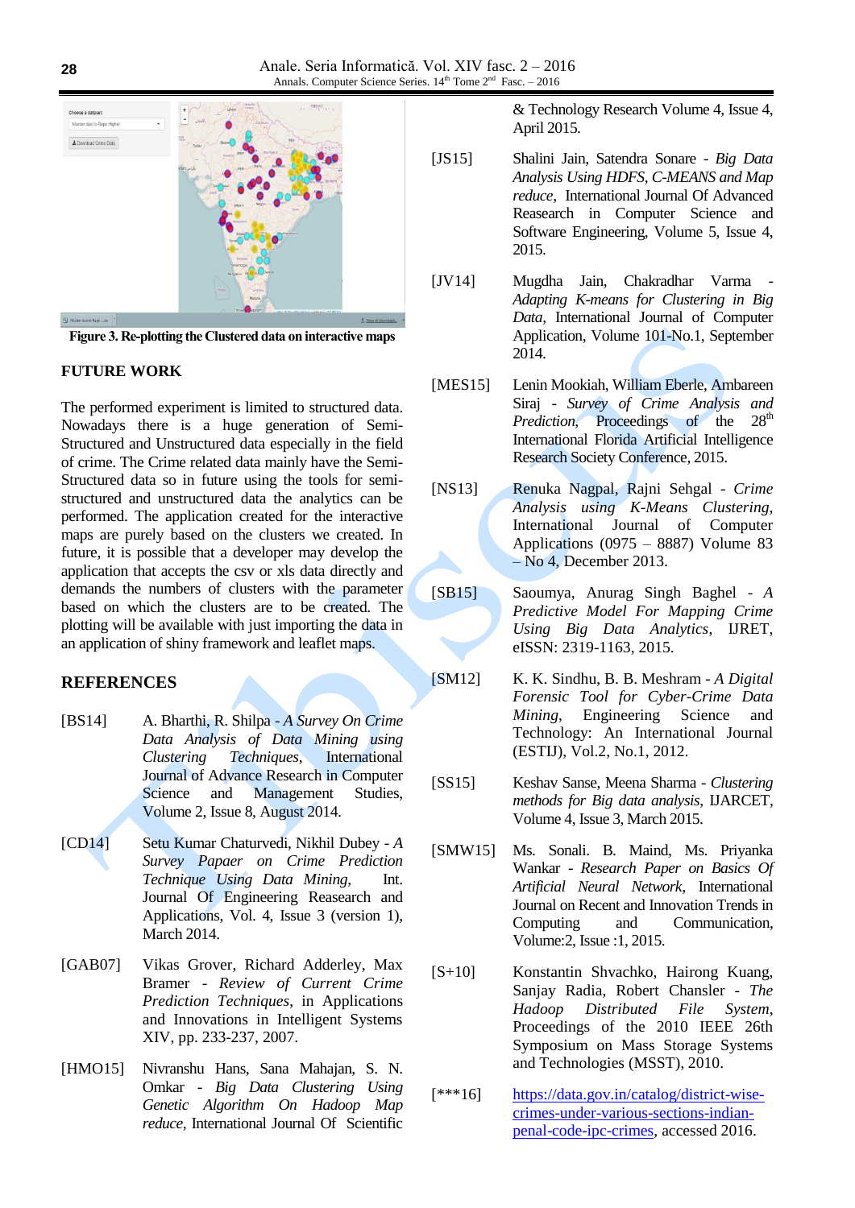**Figure 3. Re-plotting the Clustered data on interactive maps**

## FUTURE WORK

The performed experiment is limited to structured data. Nowadays there is a huge generation of Semi-Structured and Unstructured data especially in the field of crime. The Crime related data mainly have the Semi-Structured data so in future using the tools for semi-structured and unstructured data the analytics can be performed. The application created for the interactive maps are purely based on the clusters we created. In future, it is possible that a developer may develop the application that accepts the csv or xls data directly and demands the numbers of clusters with the parameter based on which the clusters are to be created. The plotting will be available with just importing the data in an application of shiny framework and leaflet maps.

## REFERENCES

[BS14] A. Bharthi, R. Shilpa - *A Survey On Crime Data Analysis of Data Mining using Clustering Techniques*, International Journal of Advance Research in Computer Science and Management Studies, Volume 2, Issue 8, August 2014.

[CD14] Setu Kumar Chaturvedi, Nikhil Dubey - *A Survey Papaer on Crime Prediction Technique Using Data Mining*, Int. Journal Of Engineering Reasearch and Applications, Vol. 4, Issue 3 (version 1), March 2014.

[GAB07] Vikas Grover, Richard Adderley, Max Bramer - *Review of Current Crime Prediction Techniques*, in Applications and Innovations in Intelligent Systems XIV, pp. 233-237, 2007.

[HMO15] Nivranshu Hans, Sana Mahajan, S. N. Omkar - *Big Data Clustering Using Genetic Algorithm On Hadoop Map reduce*, International Journal Of Scientific & Technology Research Volume 4, Issue 4, April 2015.

[JS15] Shalini Jain, Satendra Sonare - *Big Data Analysis Using HDFS, C-MEANS and Map reduce*, International Journal Of Advanced Reasearch in Computer Science and Software Engineering, Volume 5, Issue 4, 2015.

[JV14] Mugdha Jain, Chakradhar Varma - *Adapting K-means for Clustering in Big Data*, International Journal of Computer Application, Volume 101-No.1, September 2014.

[MES15] Lenin Mookiah, William Eberle, Ambareen Siraj - *Survey of Crime Analysis and Prediction*, Proceedings of the 28th International Florida Artificial Intelligence Research Society Conference, 2015.

[NS13] Renuka Nagpal, Rajni Sehgal - *Crime Analysis using K-Means Clustering*, International Journal of Computer Applications (0975 – 8887) Volume 83 – No 4, December 2013.

[SB15] Saoumya, Anurag Singh Baghel - *A Predictive Model For Mapping Crime Using Big Data Analytics*, IJRET, eISSN: 2319-1163, 2015.

[SM12] K. K. Sindhu, B. B. Meshram - *A Digital Forensic Tool for Cyber-Crime Data Mining*, Engineering Science and Technology: An International Journal (ESTIJ), Vol.2, No.1, 2012.

[SS15] Keshav Sanse, Meena Sharma - *Clustering methods for Big data analysis*, IJARCET, Volume 4, Issue 3, March 2015.

[SMW15] Ms. Sonali. B. Maind, Ms. Priyanka Wankar - *Research Paper on Basics Of Artificial Neural Network*, International Journal on Recent and Innovation Trends in Computing and Communication, Volume:2, Issue :1, 2015.

[S+10] Konstantin Shvachko, Hairong Kuang, Sanjay Radia, Robert Chansler - *The Hadoop Distributed File System*, Proceedings of the 2010 IEEE 26th Symposium on Mass Storage Systems and Technologies (MSST), 2010.

[***16] https://data.gov.in/catalog/district-wise-crimes-under-various-sections-indian-penal-code-ipc-crimes, accessed 2016.